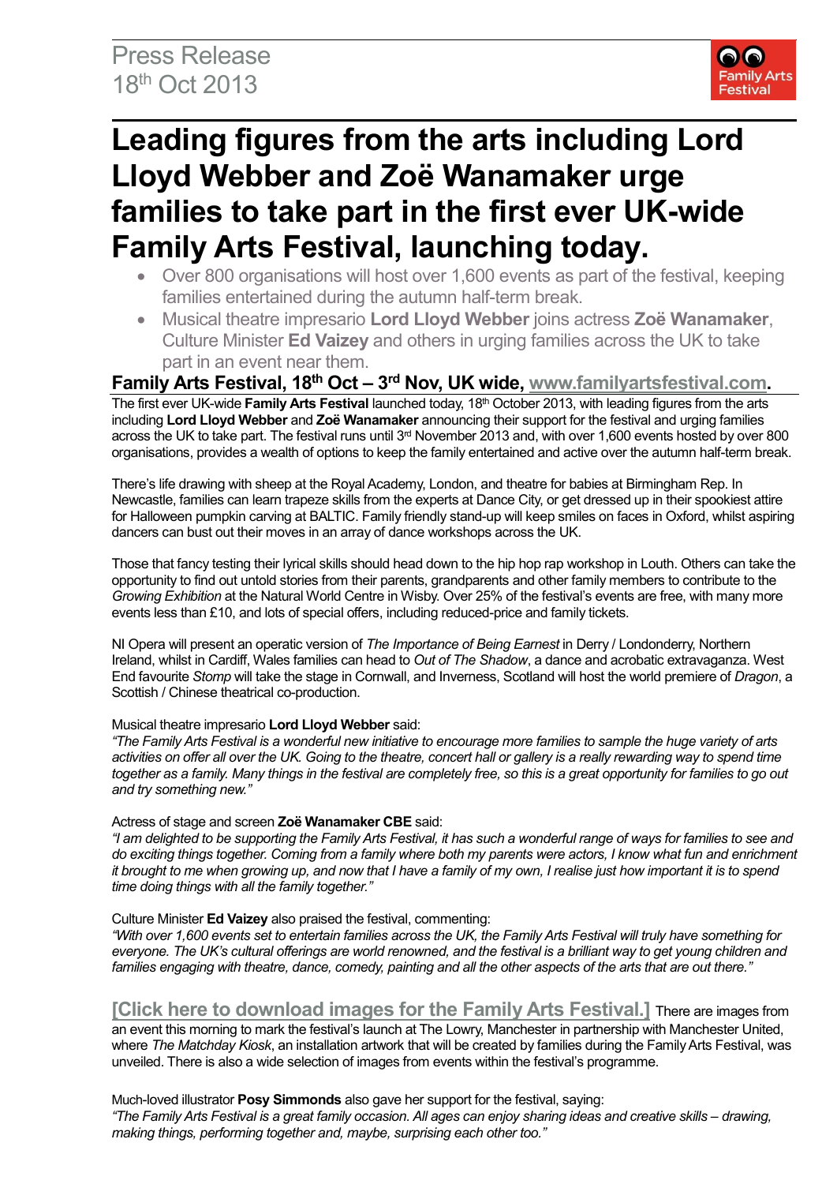Press Release
18th Oct 2013

# Leading figures from the arts including Lord Lloyd Webber and Zoë Wanamaker urge families to take part in the first ever UK-wide Family Arts Festival, launching today.

- Over 800 organisations will host over 1,600 events as part of the festival, keeping families entertained during the autumn half-term break.
- Musical theatre impresario **Lord Lloyd Webber** joins actress **Zoë Wanamaker**, Culture Minister **Ed Vaizey** and others in urging families across the UK to take part in an event near them.

## Family Arts Festival, 18th Oct – 3rd Nov, UK wide, www.familyartsfestival.com.

The first ever UK-wide **Family Arts Festival** launched today, 18th October 2013, with leading figures from the arts including **Lord Lloyd Webber** and **Zoë Wanamaker** announcing their support for the festival and urging families across the UK to take part. The festival runs until 3rd November 2013 and, with over 1,600 events hosted by over 800 organisations, provides a wealth of options to keep the family entertained and active over the autumn half-term break.

There's life drawing with sheep at the Royal Academy, London, and theatre for babies at Birmingham Rep. In Newcastle, families can learn trapeze skills from the experts at Dance City, or get dressed up in their spookiest attire for Halloween pumpkin carving at BALTIC. Family friendly stand-up will keep smiles on faces in Oxford, whilst aspiring dancers can bust out their moves in an array of dance workshops across the UK.

Those that fancy testing their lyrical skills should head down to the hip hop rap workshop in Louth. Others can take the opportunity to find out untold stories from their parents, grandparents and other family members to contribute to the *Growing Exhibition* at the Natural World Centre in Wisby. Over 25% of the festival's events are free, with many more events less than £10, and lots of special offers, including reduced-price and family tickets.

NI Opera will present an operatic version of *The Importance of Being Earnest* in Derry / Londonderry, Northern Ireland, whilst in Cardiff, Wales families can head to *Out of The Shadow*, a dance and acrobatic extravaganza. West End favourite *Stomp* will take the stage in Cornwall, and Inverness, Scotland will host the world premiere of *Dragon*, a Scottish / Chinese theatrical co-production.

Musical theatre impresario **Lord Lloyd Webber** said:
*"The Family Arts Festival is a wonderful new initiative to encourage more families to sample the huge variety of arts activities on offer all over the UK. Going to the theatre, concert hall or gallery is a really rewarding way to spend time together as a family. Many things in the festival are completely free, so this is a great opportunity for families to go out and try something new."*

Actress of stage and screen **Zoë Wanamaker CBE** said:
*"I am delighted to be supporting the Family Arts Festival, it has such a wonderful range of ways for families to see and do exciting things together. Coming from a family where both my parents were actors, I know what fun and enrichment it brought to me when growing up, and now that I have a family of my own, I realise just how important it is to spend time doing things with all the family together."*

Culture Minister **Ed Vaizey** also praised the festival, commenting:
*"With over 1,600 events set to entertain families across the UK, the Family Arts Festival will truly have something for everyone. The UK's cultural offerings are world renowned, and the festival is a brilliant way to get young children and families engaging with theatre, dance, comedy, painting and all the other aspects of the arts that are out there."*

**[Click here to download images for the Family Arts Festival.]** There are images from an event this morning to mark the festival's launch at The Lowry, Manchester in partnership with Manchester United, where *The Matchday Kiosk*, an installation artwork that will be created by families during the Family Arts Festival, was unveiled. There is also a wide selection of images from events within the festival's programme.

Much-loved illustrator **Posy Simmonds** also gave her support for the festival, saying:
*"The Family Arts Festival is a great family occasion. All ages can enjoy sharing ideas and creative skills – drawing, making things, performing together and, maybe, surprising each other too."*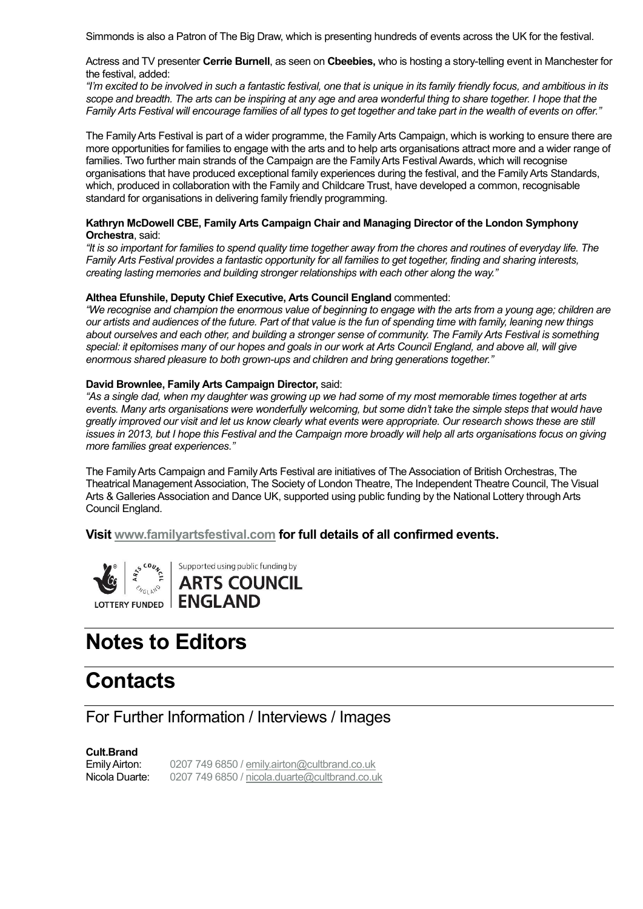Simmonds is also a Patron of The Big Draw, which is presenting hundreds of events across the UK for the festival.

Actress and TV presenter **Cerrie Burnell**, as seen on **Cbeebies,** who is hosting a story-telling event in Manchester for the festival, added:

*"I'm excited to be involved in such a fantastic festival, one that is unique in its family friendly focus, and ambitious in its scope and breadth. The arts can be inspiring at any age and area wonderful thing to share together. I hope that the Family Arts Festival will encourage families of all types to get together and take part in the wealth of events on offer."*

The Family Arts Festival is part of a wider programme, the Family Arts Campaign, which is working to ensure there are more opportunities for families to engage with the arts and to help arts organisations attract more and a wider range of families. Two further main strands of the Campaign are the Family Arts Festival Awards, which will recognise organisations that have produced exceptional family experiences during the festival, and the Family Arts Standards, which, produced in collaboration with the Family and Childcare Trust, have developed a common, recognisable standard for organisations in delivering family friendly programming.

**Kathryn McDowell CBE, Family Arts Campaign Chair and Managing Director of the London Symphony Orchestra**, said:

*"It is so important for families to spend quality time together away from the chores and routines of everyday life. The Family Arts Festival provides a fantastic opportunity for all families to get together, finding and sharing interests, creating lasting memories and building stronger relationships with each other along the way."*

**Althea Efunshile, Deputy Chief Executive, Arts Council England** commented:

*"We recognise and champion the enormous value of beginning to engage with the arts from a young age; children are our artists and audiences of the future. Part of that value is the fun of spending time with family, leaning new things about ourselves and each other, and building a stronger sense of community. The Family Arts Festival is something special: it epitomises many of our hopes and goals in our work at Arts Council England, and above all, will give enormous shared pleasure to both grown-ups and children and bring generations together."*

**David Brownlee, Family Arts Campaign Director,** said:

*"As a single dad, when my daughter was growing up we had some of my most memorable times together at arts events. Many arts organisations were wonderfully welcoming, but some didn't take the simple steps that would have greatly improved our visit and let us know clearly what events were appropriate. Our research shows these are still issues in 2013, but I hope this Festival and the Campaign more broadly will help all arts organisations focus on giving more families great experiences."*

The Family Arts Campaign and Family Arts Festival are initiatives of The Association of British Orchestras, The Theatrical Management Association, The Society of London Theatre, The Independent Theatre Council, The Visual Arts & Galleries Association and Dance UK, supported using public funding by the National Lottery through Arts Council England.

**Visit www.familyartsfestival.com for full details of all confirmed events.**

LOTTERY FUNDED | Supported using public funding by ARTS COUNCIL ENGLAND

# Notes to Editors

# Contacts

## For Further Information / Interviews / Images

**Cult.Brand**

Emily Airton: 0207 749 6850 / emily.airton@cultbrand.co.uk
Nicola Duarte: 0207 749 6850 / nicola.duarte@cultbrand.co.uk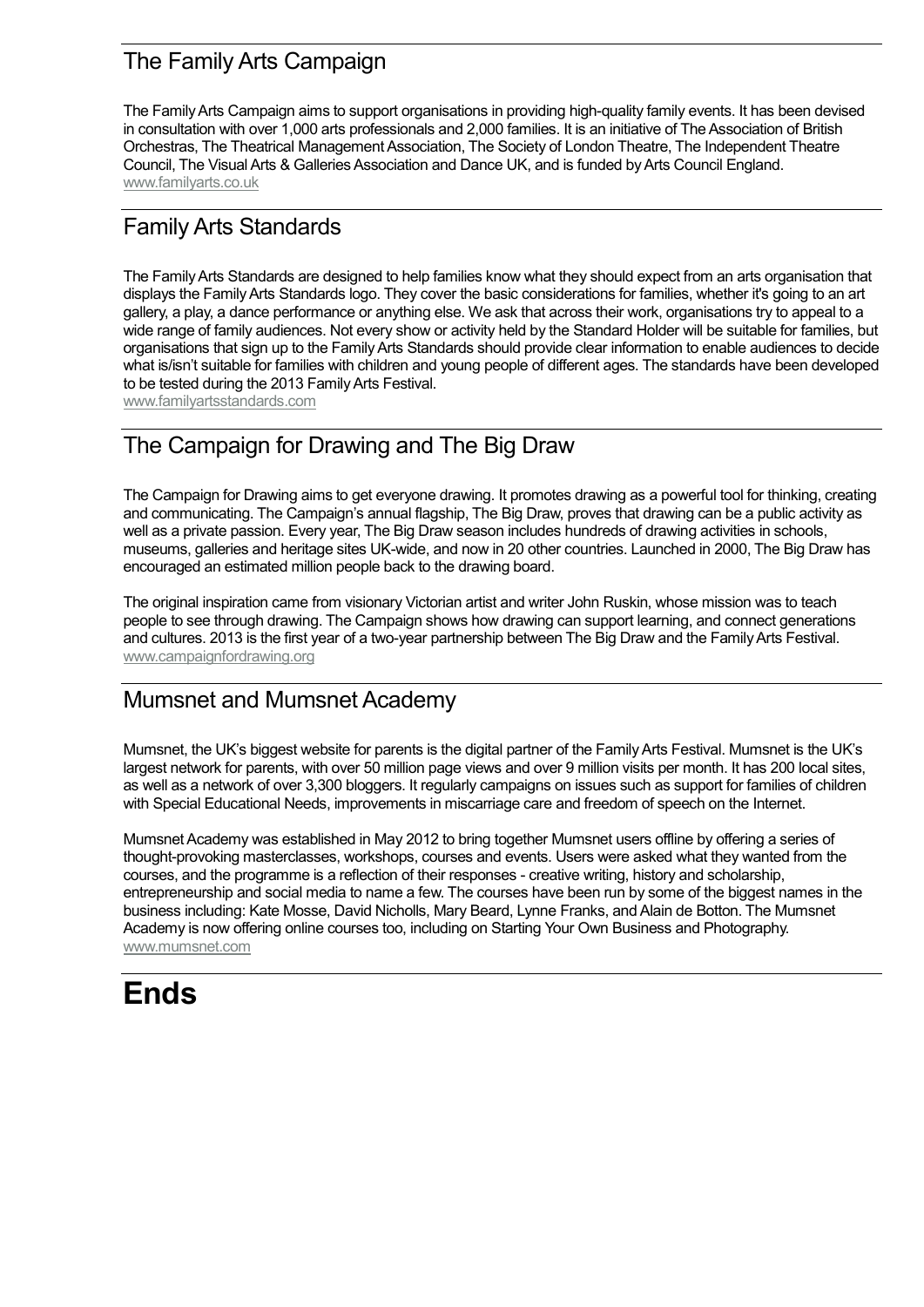## The Family Arts Campaign

The Family Arts Campaign aims to support organisations in providing high-quality family events. It has been devised in consultation with over 1,000 arts professionals and 2,000 families. It is an initiative of The Association of British Orchestras, The Theatrical Management Association, The Society of London Theatre, The Independent Theatre Council, The Visual Arts & Galleries Association and Dance UK, and is funded by Arts Council England.
www.familyarts.co.uk

## Family Arts Standards

The Family Arts Standards are designed to help families know what they should expect from an arts organisation that displays the Family Arts Standards logo. They cover the basic considerations for families, whether it's going to an art gallery, a play, a dance performance or anything else. We ask that across their work, organisations try to appeal to a wide range of family audiences. Not every show or activity held by the Standard Holder will be suitable for families, but organisations that sign up to the Family Arts Standards should provide clear information to enable audiences to decide what is/isn't suitable for families with children and young people of different ages. The standards have been developed to be tested during the 2013 Family Arts Festival.
www.familyartsstandards.com

## The Campaign for Drawing and The Big Draw

The Campaign for Drawing aims to get everyone drawing. It promotes drawing as a powerful tool for thinking, creating and communicating. The Campaign's annual flagship, The Big Draw, proves that drawing can be a public activity as well as a private passion. Every year, The Big Draw season includes hundreds of drawing activities in schools, museums, galleries and heritage sites UK-wide, and now in 20 other countries. Launched in 2000, The Big Draw has encouraged an estimated million people back to the drawing board.

The original inspiration came from visionary Victorian artist and writer John Ruskin, whose mission was to teach people to see through drawing. The Campaign shows how drawing can support learning, and connect generations and cultures. 2013 is the first year of a two-year partnership between The Big Draw and the Family Arts Festival.
www.campaignfordrawing.org

## Mumsnet and Mumsnet Academy

Mumsnet, the UK's biggest website for parents is the digital partner of the Family Arts Festival. Mumsnet is the UK's largest network for parents, with over 50 million page views and over 9 million visits per month. It has 200 local sites, as well as a network of over 3,300 bloggers. It regularly campaigns on issues such as support for families of children with Special Educational Needs, improvements in miscarriage care and freedom of speech on the Internet.

Mumsnet Academy was established in May 2012 to bring together Mumsnet users offline by offering a series of thought-provoking masterclasses, workshops, courses and events. Users were asked what they wanted from the courses, and the programme is a reflection of their responses - creative writing, history and scholarship, entrepreneurship and social media to name a few. The courses have been run by some of the biggest names in the business including: Kate Mosse, David Nicholls, Mary Beard, Lynne Franks, and Alain de Botton. The Mumsnet Academy is now offering online courses too, including on Starting Your Own Business and Photography.
www.mumsnet.com

# Ends